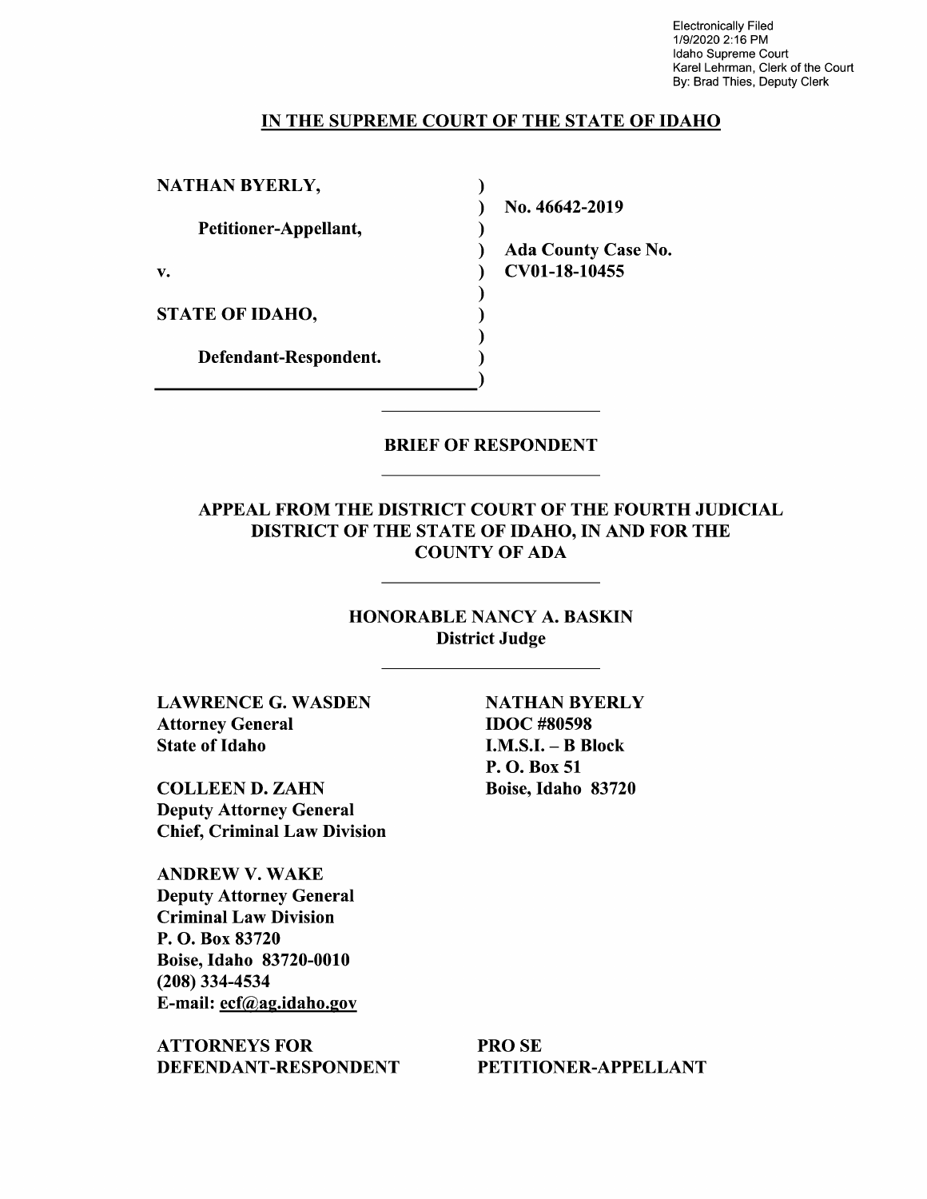Electronically Filed
1/9/2020 2:16 PM
Idaho Supreme Court
Karel Lehrman, Clerk of the Court
By: Brad Thies, Deputy Clerk

# IN THE SUPREME COURT OF THE STATE OF IDAHO

| | |
|---|---|
| **NATHAN BYERLY,** | **No. 46642-2019** |
| **Petitioner-Appellant,** | |
| **v.** | **Ada County Case No. CV01-18-10455** |
| **STATE OF IDAHO,** | |
| **Defendant-Respondent.** | |

## BRIEF OF RESPONDENT

## APPEAL FROM THE DISTRICT COURT OF THE FOURTH JUDICIAL DISTRICT OF THE STATE OF IDAHO, IN AND FOR THE COUNTY OF ADA

**HONORABLE NANCY A. BASKIN**
**District Judge**

**LAWRENCE G. WASDEN**
**Attorney General**
**State of Idaho**

**COLLEEN D. ZAHN**
**Deputy Attorney General**
**Chief, Criminal Law Division**

**ANDREW V. WAKE**
**Deputy Attorney General**
**Criminal Law Division**
**P. O. Box 83720**
**Boise, Idaho 83720-0010**
**(208) 334-4534**
**E-mail: ecf@ag.idaho.gov**

**ATTORNEYS FOR DEFENDANT-RESPONDENT**

**NATHAN BYERLY**
**IDOC #80598**
**I.M.S.I. – B Block**
**P. O. Box 51**
**Boise, Idaho 83720**

**PRO SE PETITIONER-APPELLANT**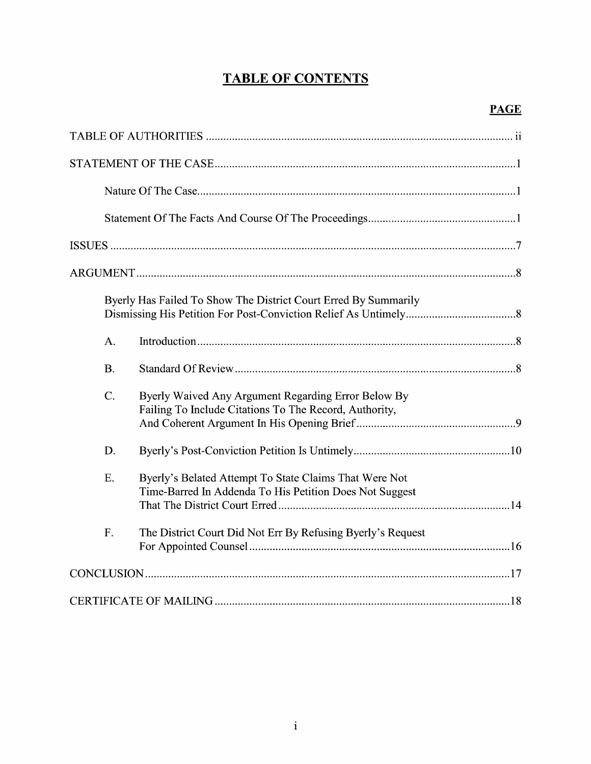# TABLE OF CONTENTS

**PAGE**

TABLE OF AUTHORITIES ..... ii

STATEMENT OF THE CASE ..... 1

- Nature Of The Case ..... 1
- Statement Of The Facts And Course Of The Proceedings ..... 1

ISSUES ..... 7

ARGUMENT ..... 8

Byerly Has Failed To Show The District Court Erred By Summarily Dismissing His Petition For Post-Conviction Relief As Untimely ..... 8

- A. Introduction ..... 8
- B. Standard Of Review ..... 8
- C. Byerly Waived Any Argument Regarding Error Below By Failing To Include Citations To The Record, Authority, And Coherent Argument In His Opening Brief ..... 9
- D. Byerly's Post-Conviction Petition Is Untimely ..... 10
- E. Byerly's Belated Attempt To State Claims That Were Not Time-Barred In Addenda To His Petition Does Not Suggest That The District Court Erred ..... 14
- F. The District Court Did Not Err By Refusing Byerly's Request For Appointed Counsel ..... 16

CONCLUSION ..... 17

CERTIFICATE OF MAILING ..... 18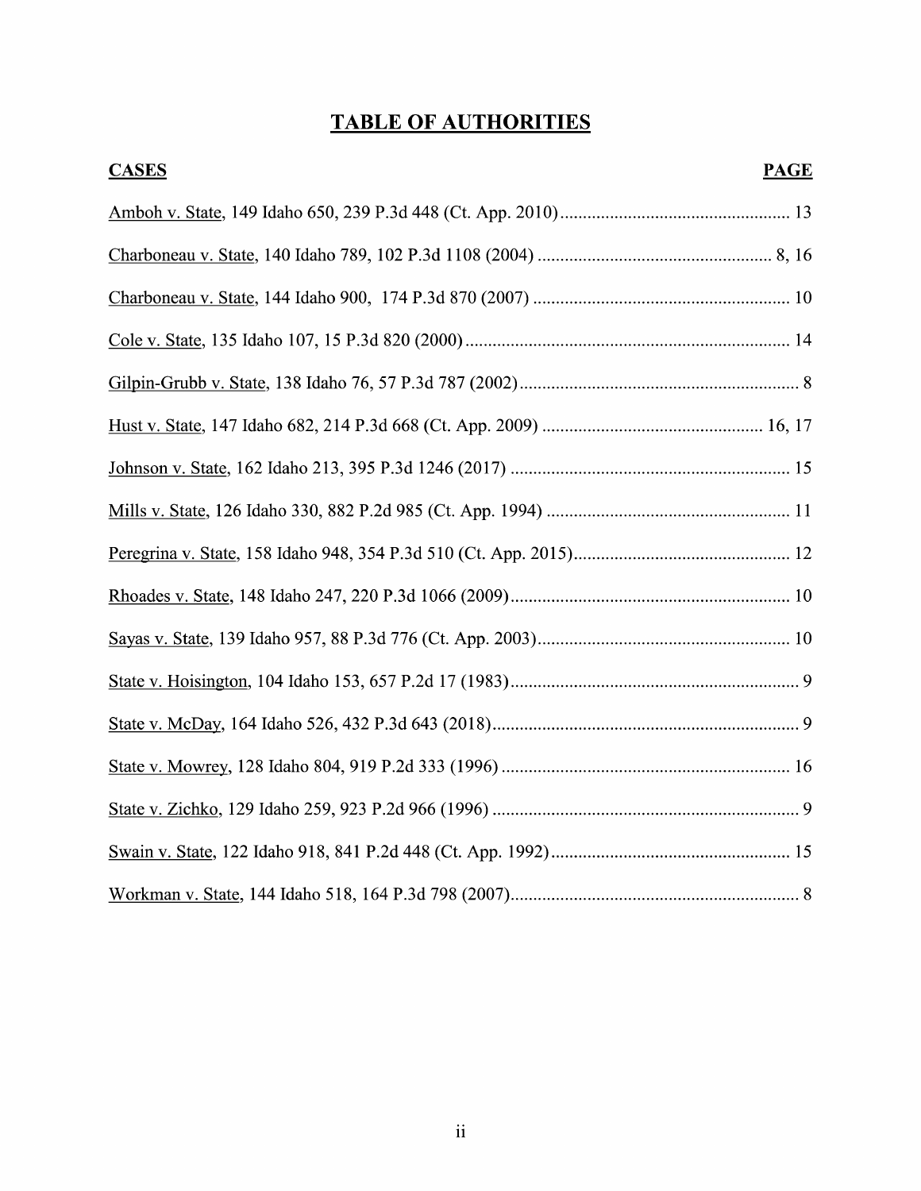# TABLE OF AUTHORITIES

| CASES | PAGE |
| --- | --- |
| Amboh v. State, 149 Idaho 650, 239 P.3d 448 (Ct. App. 2010) | 13 |
| Charboneau v. State, 140 Idaho 789, 102 P.3d 1108 (2004) | 8, 16 |
| Charboneau v. State, 144 Idaho 900, 174 P.3d 870 (2007) | 10 |
| Cole v. State, 135 Idaho 107, 15 P.3d 820 (2000) | 14 |
| Gilpin-Grubb v. State, 138 Idaho 76, 57 P.3d 787 (2002) | 8 |
| Hust v. State, 147 Idaho 682, 214 P.3d 668 (Ct. App. 2009) | 16, 17 |
| Johnson v. State, 162 Idaho 213, 395 P.3d 1246 (2017) | 15 |
| Mills v. State, 126 Idaho 330, 882 P.2d 985 (Ct. App. 1994) | 11 |
| Peregrina v. State, 158 Idaho 948, 354 P.3d 510 (Ct. App. 2015) | 12 |
| Rhoades v. State, 148 Idaho 247, 220 P.3d 1066 (2009) | 10 |
| Sayas v. State, 139 Idaho 957, 88 P.3d 776 (Ct. App. 2003) | 10 |
| State v. Hoisington, 104 Idaho 153, 657 P.2d 17 (1983) | 9 |
| State v. McDay, 164 Idaho 526, 432 P.3d 643 (2018) | 9 |
| State v. Mowrey, 128 Idaho 804, 919 P.2d 333 (1996) | 16 |
| State v. Zichko, 129 Idaho 259, 923 P.2d 966 (1996) | 9 |
| Swain v. State, 122 Idaho 918, 841 P.2d 448 (Ct. App. 1992) | 15 |
| Workman v. State, 144 Idaho 518, 164 P.3d 798 (2007) | 8 |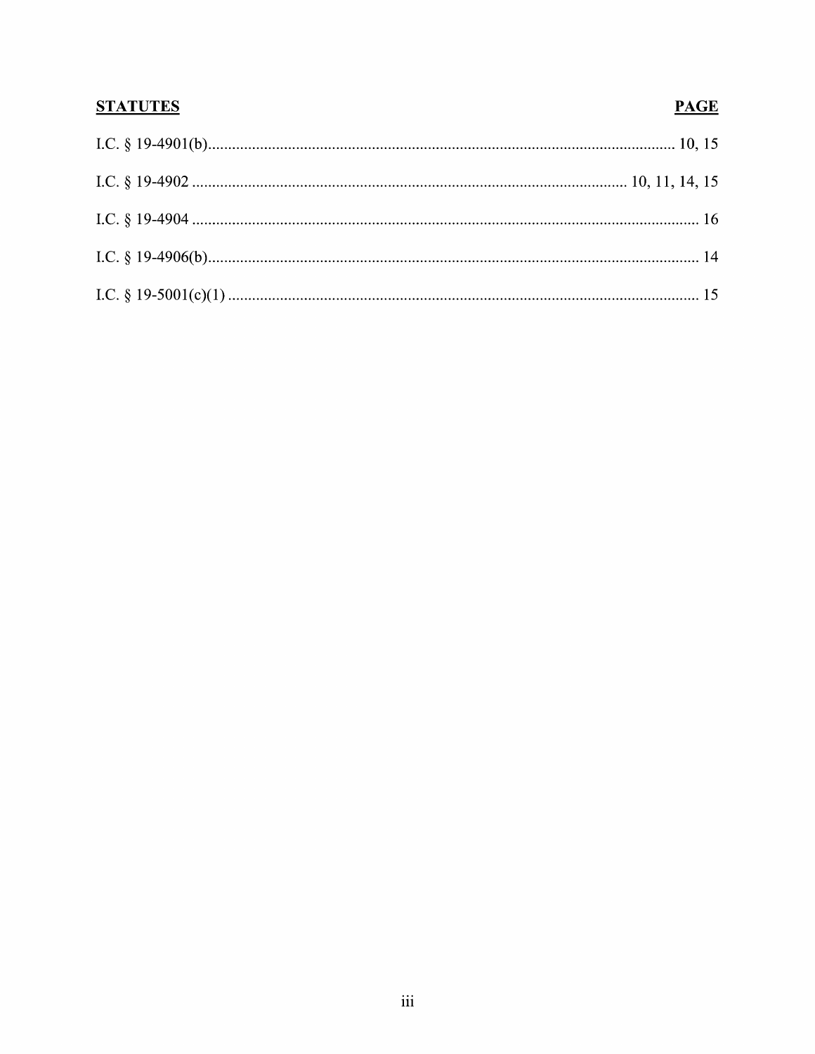| **STATUTES** | **PAGE** |
|---|---|
| I.C. § 19-4901(b) | 10, 15 |
| I.C. § 19-4902 | 10, 11, 14, 15 |
| I.C. § 19-4904 | 16 |
| I.C. § 19-4906(b) | 14 |
| I.C. § 19-5001(c)(1) | 15 |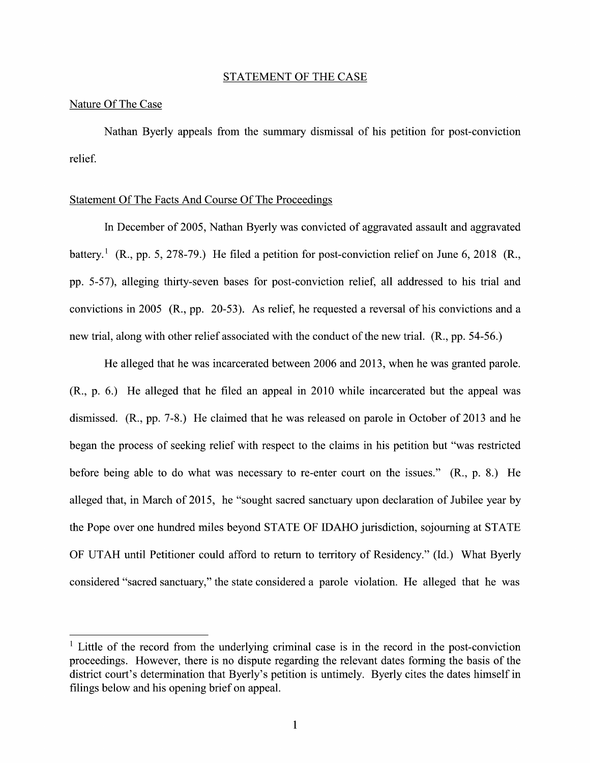## STATEMENT OF THE CASE

### Nature Of The Case

Nathan Byerly appeals from the summary dismissal of his petition for post-conviction relief.

### Statement Of The Facts And Course Of The Proceedings

In December of 2005, Nathan Byerly was convicted of aggravated assault and aggravated battery.[1] (R., pp. 5, 278-79.) He filed a petition for post-conviction relief on June 6, 2018 (R., pp. 5-57), alleging thirty-seven bases for post-conviction relief, all addressed to his trial and convictions in 2005 (R., pp. 20-53). As relief, he requested a reversal of his convictions and a new trial, along with other relief associated with the conduct of the new trial. (R., pp. 54-56.)

He alleged that he was incarcerated between 2006 and 2013, when he was granted parole. (R., p. 6.) He alleged that he filed an appeal in 2010 while incarcerated but the appeal was dismissed. (R., pp. 7-8.) He claimed that he was released on parole in October of 2013 and he began the process of seeking relief with respect to the claims in his petition but "was restricted before being able to do what was necessary to re-enter court on the issues." (R., p. 8.) He alleged that, in March of 2015, he "sought sacred sanctuary upon declaration of Jubilee year by the Pope over one hundred miles beyond STATE OF IDAHO jurisdiction, sojourning at STATE OF UTAH until Petitioner could afford to return to territory of Residency." (Id.) What Byerly considered "sacred sanctuary," the state considered a parole violation. He alleged that he was

---

[1] Little of the record from the underlying criminal case is in the record in the post-conviction proceedings. However, there is no dispute regarding the relevant dates forming the basis of the district court's determination that Byerly's petition is untimely. Byerly cites the dates himself in filings below and his opening brief on appeal.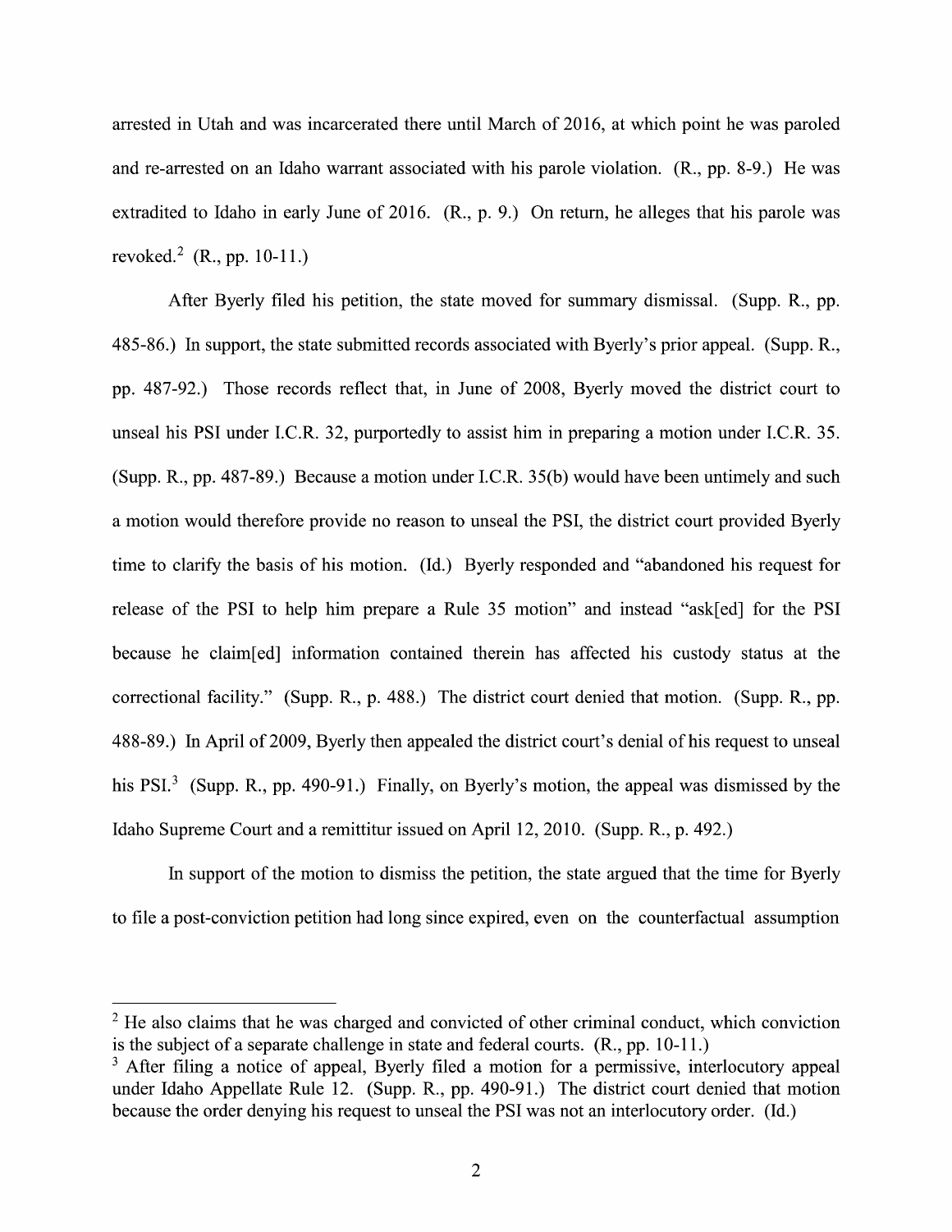arrested in Utah and was incarcerated there until March of 2016, at which point he was paroled and re-arrested on an Idaho warrant associated with his parole violation. (R., pp. 8-9.) He was extradited to Idaho in early June of 2016. (R., p. 9.) On return, he alleges that his parole was revoked.[2] (R., pp. 10-11.)

After Byerly filed his petition, the state moved for summary dismissal. (Supp. R., pp. 485-86.) In support, the state submitted records associated with Byerly's prior appeal. (Supp. R., pp. 487-92.) Those records reflect that, in June of 2008, Byerly moved the district court to unseal his PSI under I.C.R. 32, purportedly to assist him in preparing a motion under I.C.R. 35. (Supp. R., pp. 487-89.) Because a motion under I.C.R. 35(b) would have been untimely and such a motion would therefore provide no reason to unseal the PSI, the district court provided Byerly time to clarify the basis of his motion. (Id.) Byerly responded and "abandoned his request for release of the PSI to help him prepare a Rule 35 motion" and instead "ask[ed] for the PSI because he claim[ed] information contained therein has affected his custody status at the correctional facility." (Supp. R., p. 488.) The district court denied that motion. (Supp. R., pp. 488-89.) In April of 2009, Byerly then appealed the district court's denial of his request to unseal his PSI.[3] (Supp. R., pp. 490-91.) Finally, on Byerly's motion, the appeal was dismissed by the Idaho Supreme Court and a remittitur issued on April 12, 2010. (Supp. R., p. 492.)

In support of the motion to dismiss the petition, the state argued that the time for Byerly to file a post-conviction petition had long since expired, even on the counterfactual assumption

---

[2] He also claims that he was charged and convicted of other criminal conduct, which conviction is the subject of a separate challenge in state and federal courts. (R., pp. 10-11.)

[3] After filing a notice of appeal, Byerly filed a motion for a permissive, interlocutory appeal under Idaho Appellate Rule 12. (Supp. R., pp. 490-91.) The district court denied that motion because the order denying his request to unseal the PSI was not an interlocutory order. (Id.)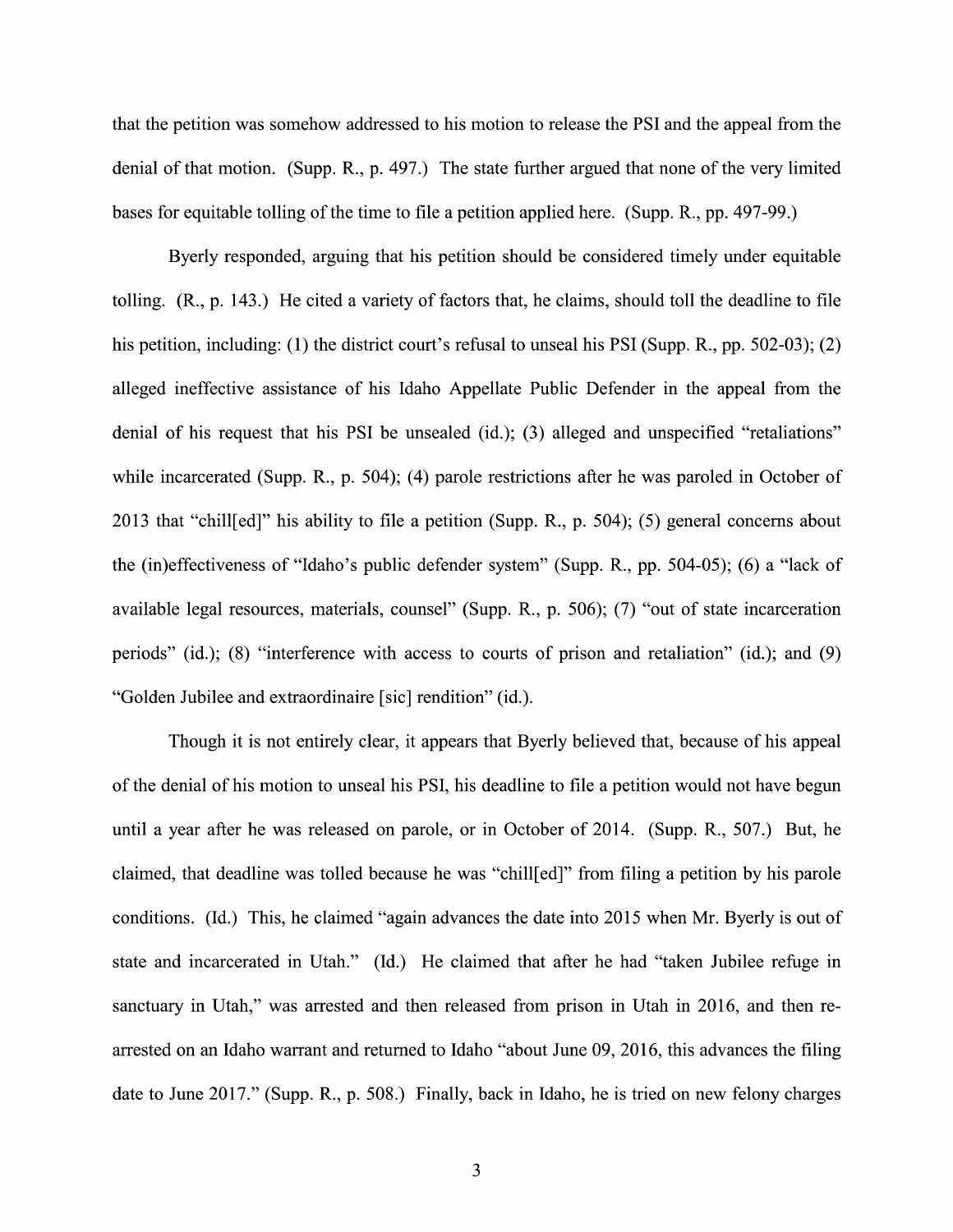that the petition was somehow addressed to his motion to release the PSI and the appeal from the denial of that motion. (Supp. R., p. 497.) The state further argued that none of the very limited bases for equitable tolling of the time to file a petition applied here. (Supp. R., pp. 497-99.)

Byerly responded, arguing that his petition should be considered timely under equitable tolling. (R., p. 143.) He cited a variety of factors that, he claims, should toll the deadline to file his petition, including: (1) the district court's refusal to unseal his PSI (Supp. R., pp. 502-03); (2) alleged ineffective assistance of his Idaho Appellate Public Defender in the appeal from the denial of his request that his PSI be unsealed (id.); (3) alleged and unspecified "retaliations" while incarcerated (Supp. R., p. 504); (4) parole restrictions after he was paroled in October of 2013 that "chill[ed]" his ability to file a petition (Supp. R., p. 504); (5) general concerns about the (in)effectiveness of "Idaho's public defender system" (Supp. R., pp. 504-05); (6) a "lack of available legal resources, materials, counsel" (Supp. R., p. 506); (7) "out of state incarceration periods" (id.); (8) "interference with access to courts of prison and retaliation" (id.); and (9) "Golden Jubilee and extraordinaire [sic] rendition" (id.).

Though it is not entirely clear, it appears that Byerly believed that, because of his appeal of the denial of his motion to unseal his PSI, his deadline to file a petition would not have begun until a year after he was released on parole, or in October of 2014. (Supp. R., 507.) But, he claimed, that deadline was tolled because he was "chill[ed]" from filing a petition by his parole conditions. (Id.) This, he claimed "again advances the date into 2015 when Mr. Byerly is out of state and incarcerated in Utah." (Id.) He claimed that after he had "taken Jubilee refuge in sanctuary in Utah," was arrested and then released from prison in Utah in 2016, and then re-arrested on an Idaho warrant and returned to Idaho "about June 09, 2016, this advances the filing date to June 2017." (Supp. R., p. 508.) Finally, back in Idaho, he is tried on new felony charges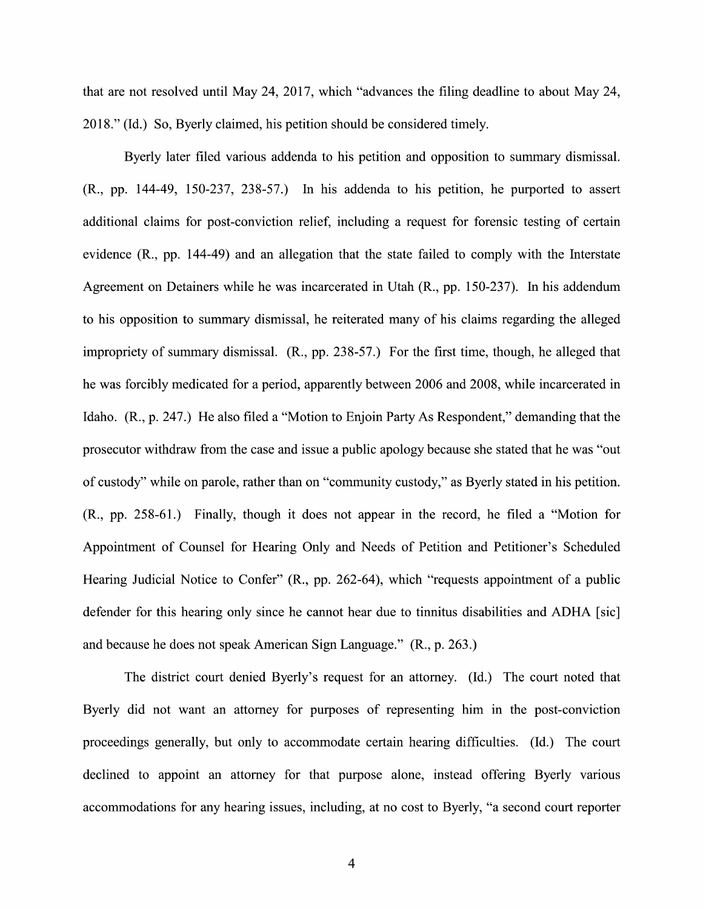that are not resolved until May 24, 2017, which "advances the filing deadline to about May 24, 2018." (Id.) So, Byerly claimed, his petition should be considered timely.

Byerly later filed various addenda to his petition and opposition to summary dismissal. (R., pp. 144-49, 150-237, 238-57.) In his addenda to his petition, he purported to assert additional claims for post-conviction relief, including a request for forensic testing of certain evidence (R., pp. 144-49) and an allegation that the state failed to comply with the Interstate Agreement on Detainers while he was incarcerated in Utah (R., pp. 150-237). In his addendum to his opposition to summary dismissal, he reiterated many of his claims regarding the alleged impropriety of summary dismissal. (R., pp. 238-57.) For the first time, though, he alleged that he was forcibly medicated for a period, apparently between 2006 and 2008, while incarcerated in Idaho. (R., p. 247.) He also filed a "Motion to Enjoin Party As Respondent," demanding that the prosecutor withdraw from the case and issue a public apology because she stated that he was "out of custody" while on parole, rather than on "community custody," as Byerly stated in his petition. (R., pp. 258-61.) Finally, though it does not appear in the record, he filed a "Motion for Appointment of Counsel for Hearing Only and Needs of Petition and Petitioner's Scheduled Hearing Judicial Notice to Confer" (R., pp. 262-64), which "requests appointment of a public defender for this hearing only since he cannot hear due to tinnitus disabilities and ADHA [sic] and because he does not speak American Sign Language." (R., p. 263.)

The district court denied Byerly's request for an attorney. (Id.) The court noted that Byerly did not want an attorney for purposes of representing him in the post-conviction proceedings generally, but only to accommodate certain hearing difficulties. (Id.) The court declined to appoint an attorney for that purpose alone, instead offering Byerly various accommodations for any hearing issues, including, at no cost to Byerly, "a second court reporter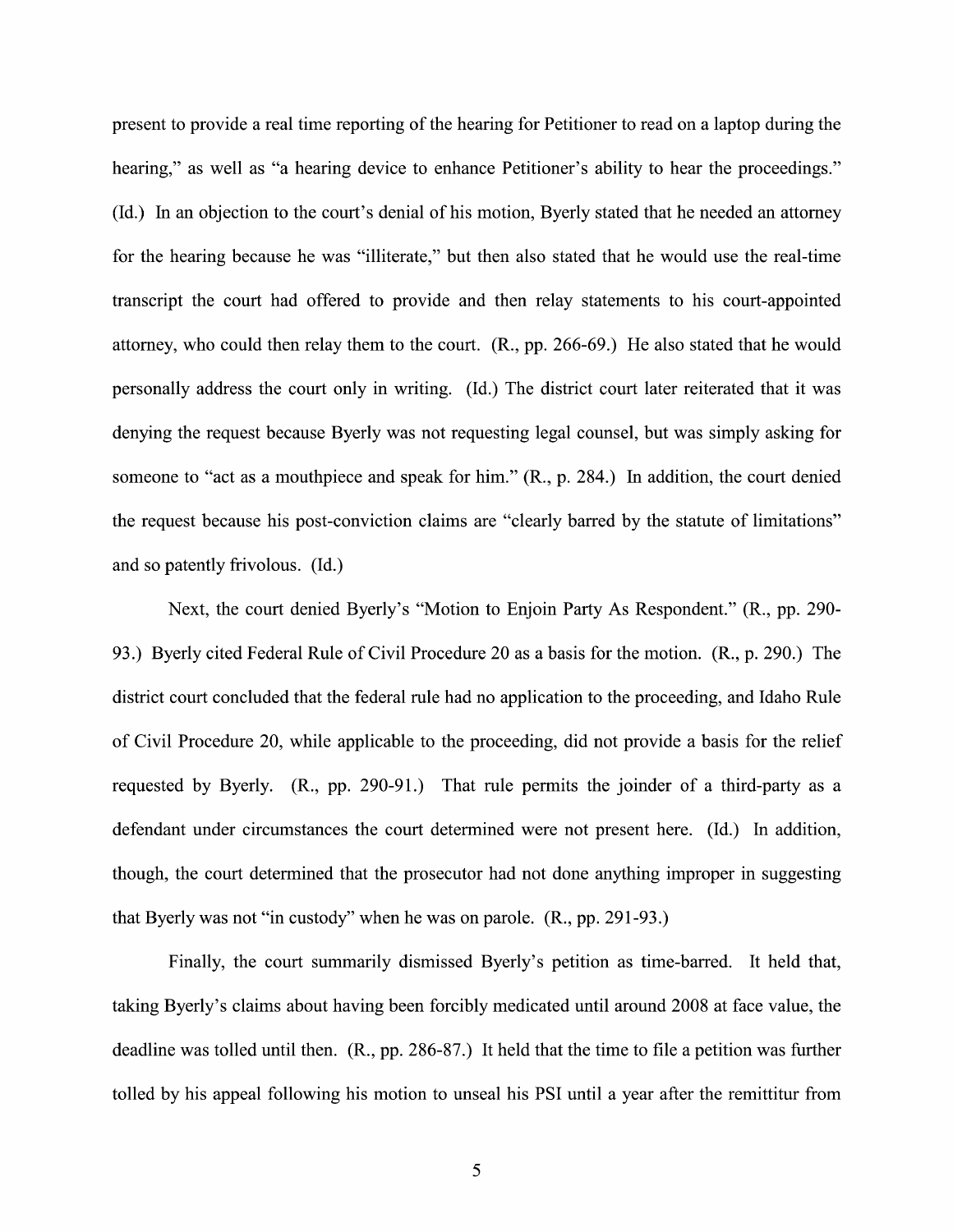present to provide a real time reporting of the hearing for Petitioner to read on a laptop during the hearing," as well as "a hearing device to enhance Petitioner's ability to hear the proceedings." (Id.) In an objection to the court's denial of his motion, Byerly stated that he needed an attorney for the hearing because he was "illiterate," but then also stated that he would use the real-time transcript the court had offered to provide and then relay statements to his court-appointed attorney, who could then relay them to the court. (R., pp. 266-69.) He also stated that he would personally address the court only in writing. (Id.) The district court later reiterated that it was denying the request because Byerly was not requesting legal counsel, but was simply asking for someone to "act as a mouthpiece and speak for him." (R., p. 284.) In addition, the court denied the request because his post-conviction claims are "clearly barred by the statute of limitations" and so patently frivolous. (Id.)

Next, the court denied Byerly's "Motion to Enjoin Party As Respondent." (R., pp. 290-93.) Byerly cited Federal Rule of Civil Procedure 20 as a basis for the motion. (R., p. 290.) The district court concluded that the federal rule had no application to the proceeding, and Idaho Rule of Civil Procedure 20, while applicable to the proceeding, did not provide a basis for the relief requested by Byerly. (R., pp. 290-91.) That rule permits the joinder of a third-party as a defendant under circumstances the court determined were not present here. (Id.) In addition, though, the court determined that the prosecutor had not done anything improper in suggesting that Byerly was not "in custody" when he was on parole. (R., pp. 291-93.)

Finally, the court summarily dismissed Byerly's petition as time-barred. It held that, taking Byerly's claims about having been forcibly medicated until around 2008 at face value, the deadline was tolled until then. (R., pp. 286-87.) It held that the time to file a petition was further tolled by his appeal following his motion to unseal his PSI until a year after the remittitur from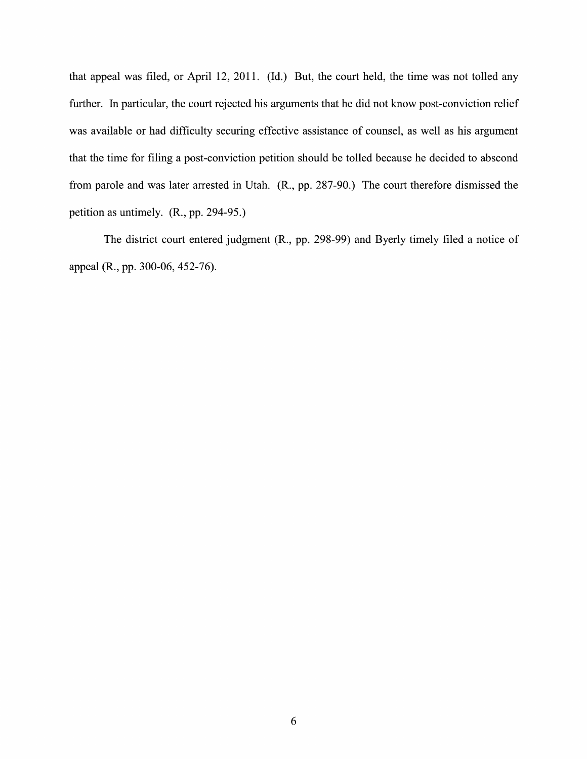that appeal was filed, or April 12, 2011. (Id.) But, the court held, the time was not tolled any further. In particular, the court rejected his arguments that he did not know post-conviction relief was available or had difficulty securing effective assistance of counsel, as well as his argument that the time for filing a post-conviction petition should be tolled because he decided to abscond from parole and was later arrested in Utah. (R., pp. 287-90.) The court therefore dismissed the petition as untimely. (R., pp. 294-95.)

The district court entered judgment (R., pp. 298-99) and Byerly timely filed a notice of appeal (R., pp. 300-06, 452-76).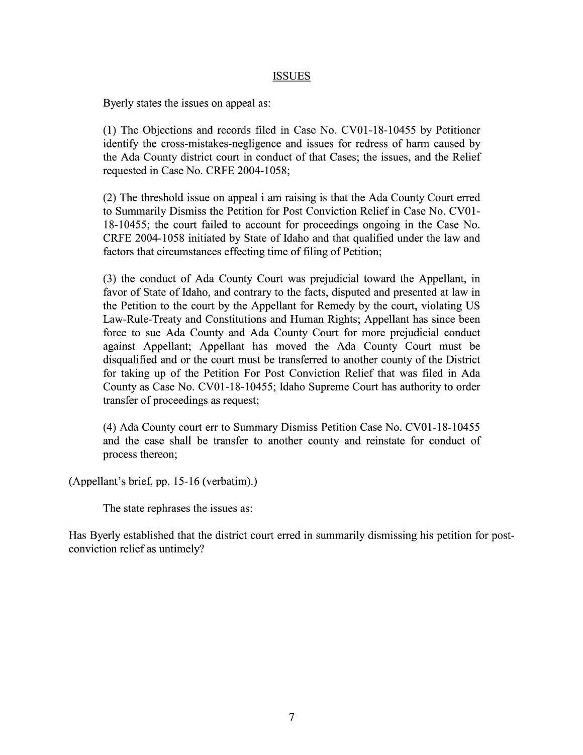## ISSUES

Byerly states the issues on appeal as:

> (1) The Objections and records filed in Case No. CV01-18-10455 by Petitioner identify the cross-mistakes-negligence and issues for redress of harm caused by the Ada County district court in conduct of that Cases; the issues, and the Relief requested in Case No. CRFE 2004-1058;
>
> (2) The threshold issue on appeal i am raising is that the Ada County Court erred to Summarily Dismiss the Petition for Post Conviction Relief in Case No. CV01-18-10455; the court failed to account for proceedings ongoing in the Case No. CRFE 2004-1058 initiated by State of Idaho and that qualified under the law and factors that circumstances effecting time of filing of Petition;
>
> (3) the conduct of Ada County Court was prejudicial toward the Appellant, in favor of State of Idaho, and contrary to the facts, disputed and presented at law in the Petition to the court by the Appellant for Remedy by the court, violating US Law-Rule-Treaty and Constitutions and Human Rights; Appellant has since been force to sue Ada County and Ada County Court for more prejudicial conduct against Appellant; Appellant has moved the Ada County Court must be disqualified and or the court must be transferred to another county of the District for taking up of the Petition For Post Conviction Relief that was filed in Ada County as Case No. CV01-18-10455; Idaho Supreme Court has authority to order transfer of proceedings as request;
>
> (4) Ada County court err to Summary Dismiss Petition Case No. CV01-18-10455 and the case shall be transfer to another county and reinstate for conduct of process thereon;

(Appellant's brief, pp. 15-16 (verbatim).)

The state rephrases the issues as:

Has Byerly established that the district court erred in summarily dismissing his petition for post-conviction relief as untimely?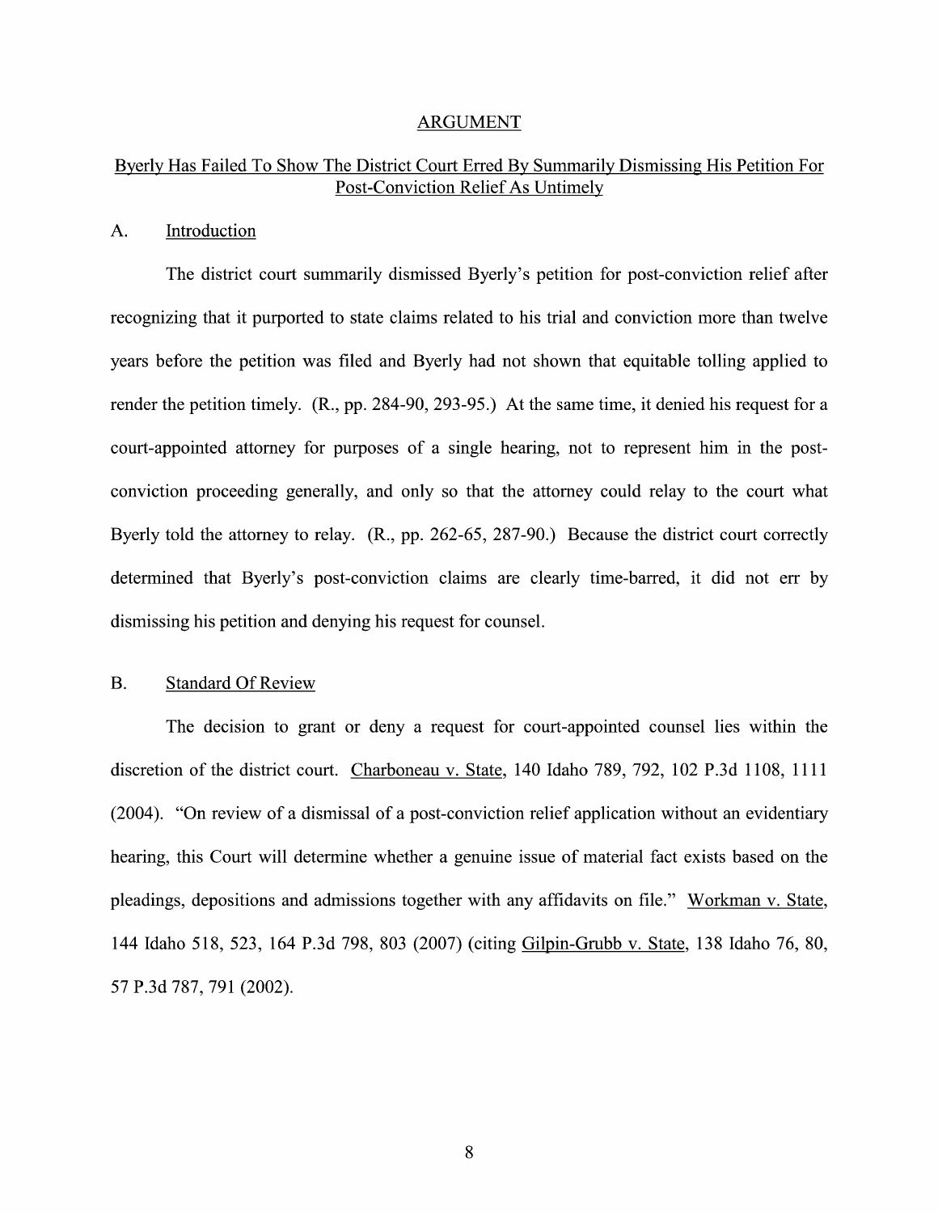# ARGUMENT

## Byerly Has Failed To Show The District Court Erred By Summarily Dismissing His Petition For Post-Conviction Relief As Untimely

### A. Introduction

The district court summarily dismissed Byerly's petition for post-conviction relief after recognizing that it purported to state claims related to his trial and conviction more than twelve years before the petition was filed and Byerly had not shown that equitable tolling applied to render the petition timely. (R., pp. 284-90, 293-95.) At the same time, it denied his request for a court-appointed attorney for purposes of a single hearing, not to represent him in the post-conviction proceeding generally, and only so that the attorney could relay to the court what Byerly told the attorney to relay. (R., pp. 262-65, 287-90.) Because the district court correctly determined that Byerly's post-conviction claims are clearly time-barred, it did not err by dismissing his petition and denying his request for counsel.

### B. Standard Of Review

The decision to grant or deny a request for court-appointed counsel lies within the discretion of the district court. Charboneau v. State, 140 Idaho 789, 792, 102 P.3d 1108, 1111 (2004). "On review of a dismissal of a post-conviction relief application without an evidentiary hearing, this Court will determine whether a genuine issue of material fact exists based on the pleadings, depositions and admissions together with any affidavits on file." Workman v. State, 144 Idaho 518, 523, 164 P.3d 798, 803 (2007) (citing Gilpin-Grubb v. State, 138 Idaho 76, 80, 57 P.3d 787, 791 (2002).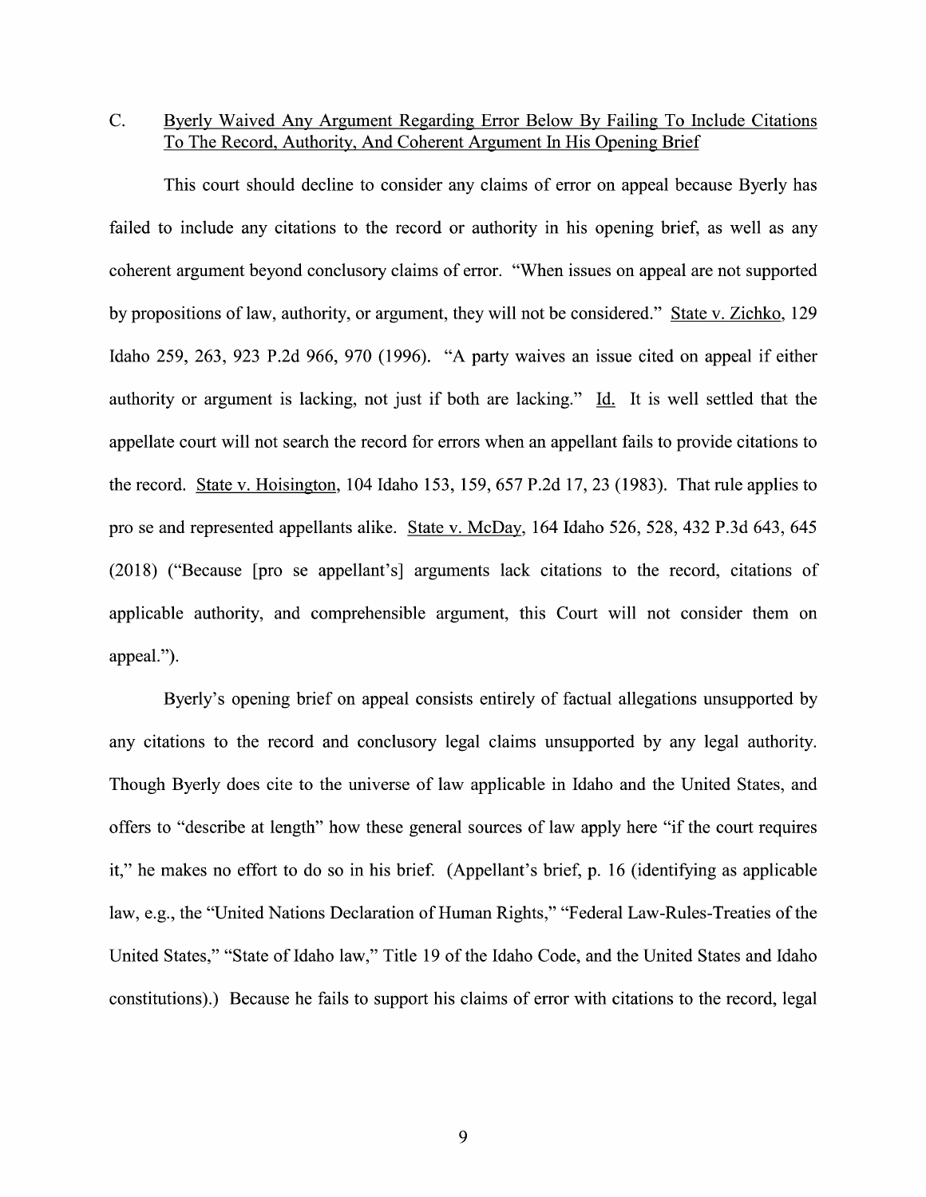C. Byerly Waived Any Argument Regarding Error Below By Failing To Include Citations To The Record, Authority, And Coherent Argument In His Opening Brief

This court should decline to consider any claims of error on appeal because Byerly has failed to include any citations to the record or authority in his opening brief, as well as any coherent argument beyond conclusory claims of error. "When issues on appeal are not supported by propositions of law, authority, or argument, they will not be considered." State v. Zichko, 129 Idaho 259, 263, 923 P.2d 966, 970 (1996). "A party waives an issue cited on appeal if either authority or argument is lacking, not just if both are lacking." Id. It is well settled that the appellate court will not search the record for errors when an appellant fails to provide citations to the record. State v. Hoisington, 104 Idaho 153, 159, 657 P.2d 17, 23 (1983). That rule applies to pro se and represented appellants alike. State v. McDay, 164 Idaho 526, 528, 432 P.3d 643, 645 (2018) ("Because [pro se appellant's] arguments lack citations to the record, citations of applicable authority, and comprehensible argument, this Court will not consider them on appeal.").

Byerly's opening brief on appeal consists entirely of factual allegations unsupported by any citations to the record and conclusory legal claims unsupported by any legal authority. Though Byerly does cite to the universe of law applicable in Idaho and the United States, and offers to "describe at length" how these general sources of law apply here "if the court requires it," he makes no effort to do so in his brief. (Appellant's brief, p. 16 (identifying as applicable law, e.g., the "United Nations Declaration of Human Rights," "Federal Law-Rules-Treaties of the United States," "State of Idaho law," Title 19 of the Idaho Code, and the United States and Idaho constitutions).) Because he fails to support his claims of error with citations to the record, legal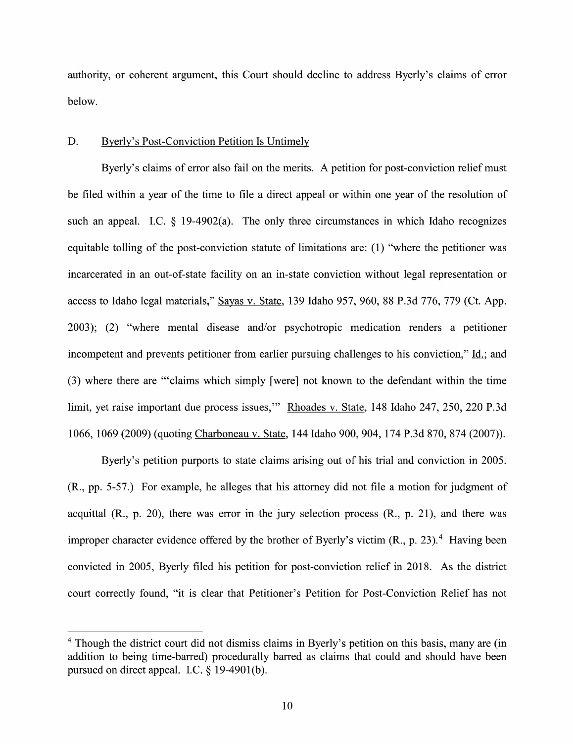authority, or coherent argument, this Court should decline to address Byerly's claims of error below.

## D. Byerly's Post-Conviction Petition Is Untimely

Byerly's claims of error also fail on the merits. A petition for post-conviction relief must be filed within a year of the time to file a direct appeal or within one year of the resolution of such an appeal. I.C. § 19-4902(a). The only three circumstances in which Idaho recognizes equitable tolling of the post-conviction statute of limitations are: (1) "where the petitioner was incarcerated in an out-of-state facility on an in-state conviction without legal representation or access to Idaho legal materials," Sayas v. State, 139 Idaho 957, 960, 88 P.3d 776, 779 (Ct. App. 2003); (2) "where mental disease and/or psychotropic medication renders a petitioner incompetent and prevents petitioner from earlier pursuing challenges to his conviction," Id.; and (3) where there are "'claims which simply [were] not known to the defendant within the time limit, yet raise important due process issues,'" Rhoades v. State, 148 Idaho 247, 250, 220 P.3d 1066, 1069 (2009) (quoting Charboneau v. State, 144 Idaho 900, 904, 174 P.3d 870, 874 (2007)).

Byerly's petition purports to state claims arising out of his trial and conviction in 2005. (R., pp. 5-57.) For example, he alleges that his attorney did not file a motion for judgment of acquittal (R., p. 20), there was error in the jury selection process (R., p. 21), and there was improper character evidence offered by the brother of Byerly's victim (R., p. 23).[4] Having been convicted in 2005, Byerly filed his petition for post-conviction relief in 2018. As the district court correctly found, "it is clear that Petitioner's Petition for Post-Conviction Relief has not

[4] Though the district court did not dismiss claims in Byerly's petition on this basis, many are (in addition to being time-barred) procedurally barred as claims that could and should have been pursued on direct appeal. I.C. § 19-4901(b).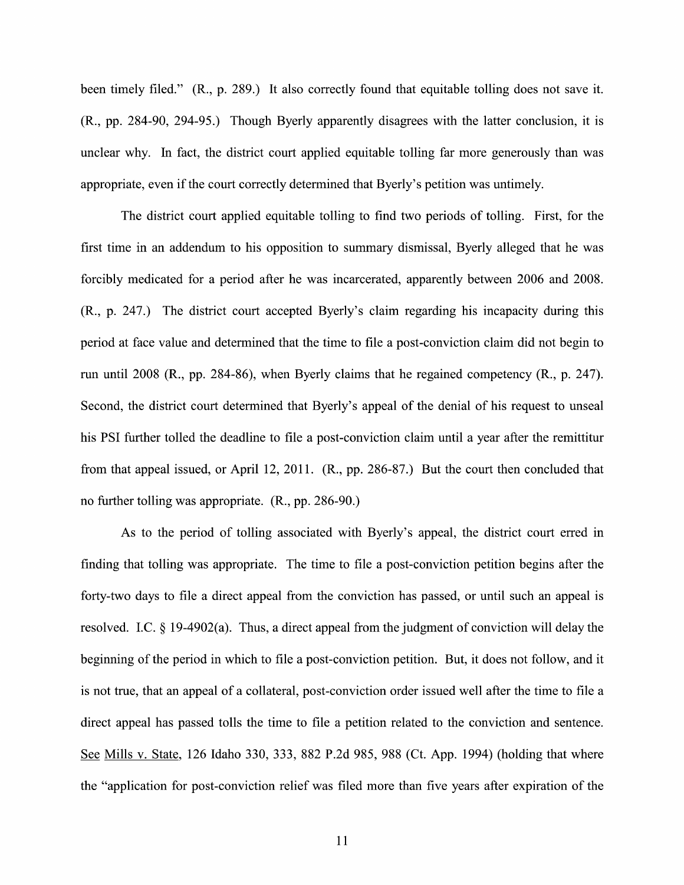been timely filed." (R., p. 289.) It also correctly found that equitable tolling does not save it. (R., pp. 284-90, 294-95.) Though Byerly apparently disagrees with the latter conclusion, it is unclear why. In fact, the district court applied equitable tolling far more generously than was appropriate, even if the court correctly determined that Byerly's petition was untimely.

The district court applied equitable tolling to find two periods of tolling. First, for the first time in an addendum to his opposition to summary dismissal, Byerly alleged that he was forcibly medicated for a period after he was incarcerated, apparently between 2006 and 2008. (R., p. 247.) The district court accepted Byerly's claim regarding his incapacity during this period at face value and determined that the time to file a post-conviction claim did not begin to run until 2008 (R., pp. 284-86), when Byerly claims that he regained competency (R., p. 247). Second, the district court determined that Byerly's appeal of the denial of his request to unseal his PSI further tolled the deadline to file a post-conviction claim until a year after the remittitur from that appeal issued, or April 12, 2011. (R., pp. 286-87.) But the court then concluded that no further tolling was appropriate. (R., pp. 286-90.)

As to the period of tolling associated with Byerly's appeal, the district court erred in finding that tolling was appropriate. The time to file a post-conviction petition begins after the forty-two days to file a direct appeal from the conviction has passed, or until such an appeal is resolved. I.C. § 19-4902(a). Thus, a direct appeal from the judgment of conviction will delay the beginning of the period in which to file a post-conviction petition. But, it does not follow, and it is not true, that an appeal of a collateral, post-conviction order issued well after the time to file a direct appeal has passed tolls the time to file a petition related to the conviction and sentence. See Mills v. State, 126 Idaho 330, 333, 882 P.2d 985, 988 (Ct. App. 1994) (holding that where the "application for post-conviction relief was filed more than five years after expiration of the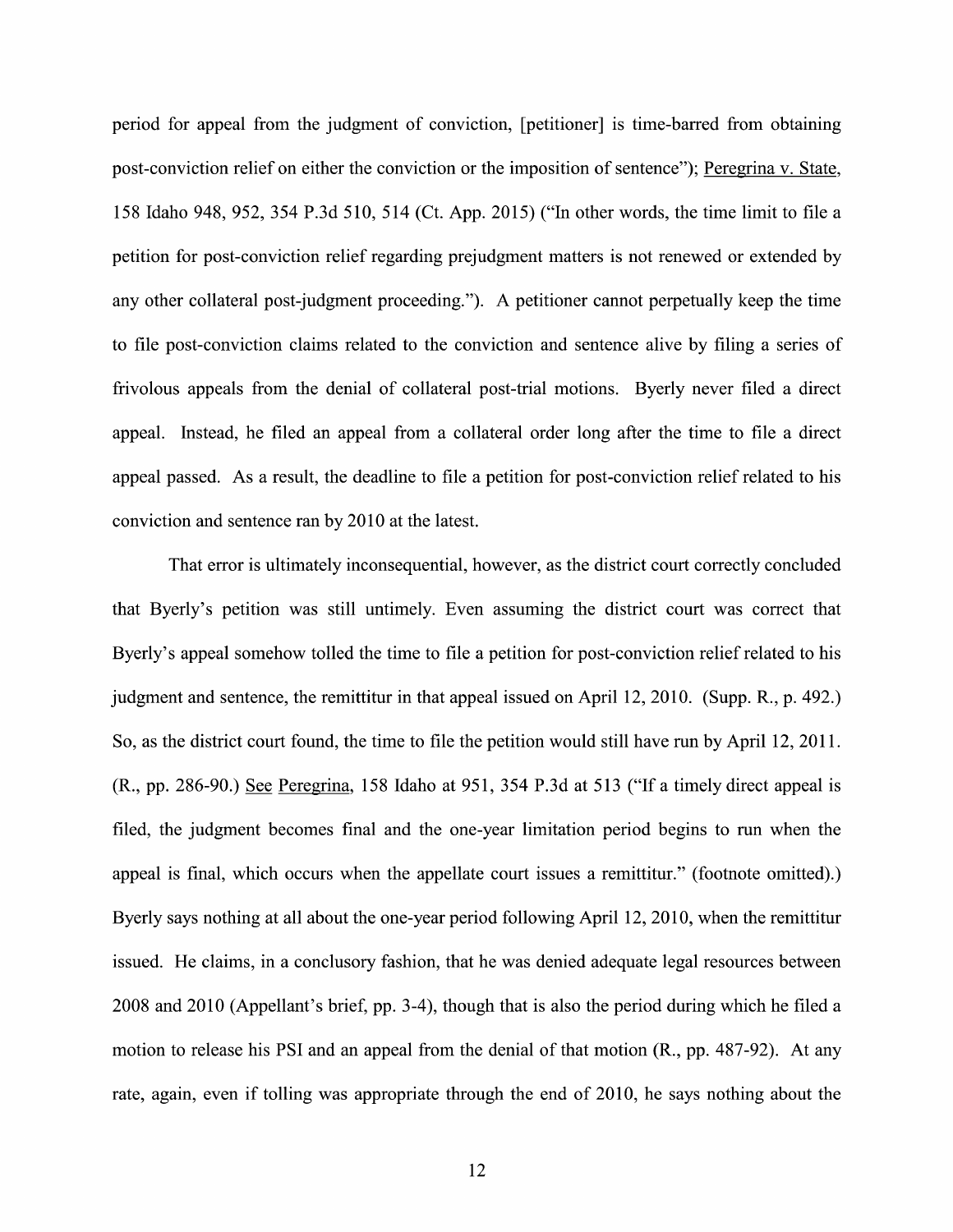period for appeal from the judgment of conviction, [petitioner] is time-barred from obtaining post-conviction relief on either the conviction or the imposition of sentence"); Peregrina v. State, 158 Idaho 948, 952, 354 P.3d 510, 514 (Ct. App. 2015) ("In other words, the time limit to file a petition for post-conviction relief regarding prejudgment matters is not renewed or extended by any other collateral post-judgment proceeding."). A petitioner cannot perpetually keep the time to file post-conviction claims related to the conviction and sentence alive by filing a series of frivolous appeals from the denial of collateral post-trial motions. Byerly never filed a direct appeal. Instead, he filed an appeal from a collateral order long after the time to file a direct appeal passed. As a result, the deadline to file a petition for post-conviction relief related to his conviction and sentence ran by 2010 at the latest.

That error is ultimately inconsequential, however, as the district court correctly concluded that Byerly's petition was still untimely. Even assuming the district court was correct that Byerly's appeal somehow tolled the time to file a petition for post-conviction relief related to his judgment and sentence, the remittitur in that appeal issued on April 12, 2010. (Supp. R., p. 492.) So, as the district court found, the time to file the petition would still have run by April 12, 2011. (R., pp. 286-90.) See Peregrina, 158 Idaho at 951, 354 P.3d at 513 ("If a timely direct appeal is filed, the judgment becomes final and the one-year limitation period begins to run when the appeal is final, which occurs when the appellate court issues a remittitur." (footnote omitted).) Byerly says nothing at all about the one-year period following April 12, 2010, when the remittitur issued. He claims, in a conclusory fashion, that he was denied adequate legal resources between 2008 and 2010 (Appellant's brief, pp. 3-4), though that is also the period during which he filed a motion to release his PSI and an appeal from the denial of that motion (R., pp. 487-92). At any rate, again, even if tolling was appropriate through the end of 2010, he says nothing about the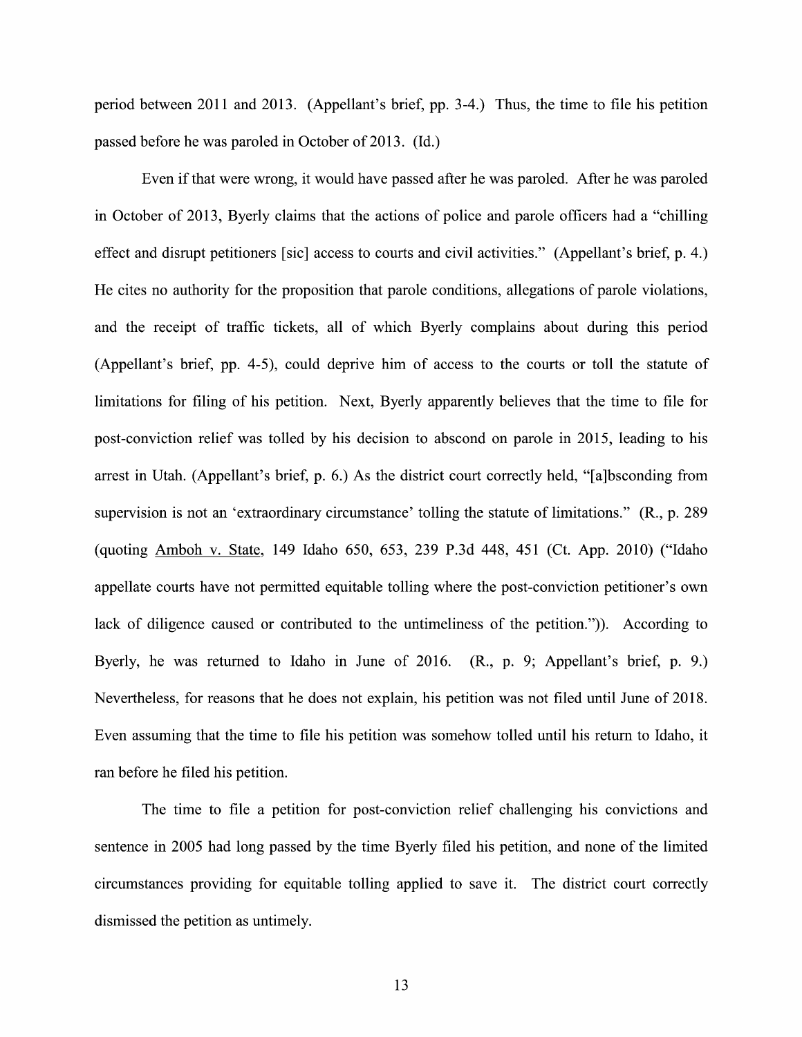period between 2011 and 2013. (Appellant's brief, pp. 3-4.) Thus, the time to file his petition passed before he was paroled in October of 2013. (Id.)

Even if that were wrong, it would have passed after he was paroled. After he was paroled in October of 2013, Byerly claims that the actions of police and parole officers had a "chilling effect and disrupt petitioners [sic] access to courts and civil activities." (Appellant's brief, p. 4.) He cites no authority for the proposition that parole conditions, allegations of parole violations, and the receipt of traffic tickets, all of which Byerly complains about during this period (Appellant's brief, pp. 4-5), could deprive him of access to the courts or toll the statute of limitations for filing of his petition. Next, Byerly apparently believes that the time to file for post-conviction relief was tolled by his decision to abscond on parole in 2015, leading to his arrest in Utah. (Appellant's brief, p. 6.) As the district court correctly held, "[a]bsconding from supervision is not an 'extraordinary circumstance' tolling the statute of limitations." (R., p. 289 (quoting Amboh v. State, 149 Idaho 650, 653, 239 P.3d 448, 451 (Ct. App. 2010) ("Idaho appellate courts have not permitted equitable tolling where the post-conviction petitioner's own lack of diligence caused or contributed to the untimeliness of the petition.")). According to Byerly, he was returned to Idaho in June of 2016. (R., p. 9; Appellant's brief, p. 9.) Nevertheless, for reasons that he does not explain, his petition was not filed until June of 2018. Even assuming that the time to file his petition was somehow tolled until his return to Idaho, it ran before he filed his petition.

The time to file a petition for post-conviction relief challenging his convictions and sentence in 2005 had long passed by the time Byerly filed his petition, and none of the limited circumstances providing for equitable tolling applied to save it. The district court correctly dismissed the petition as untimely.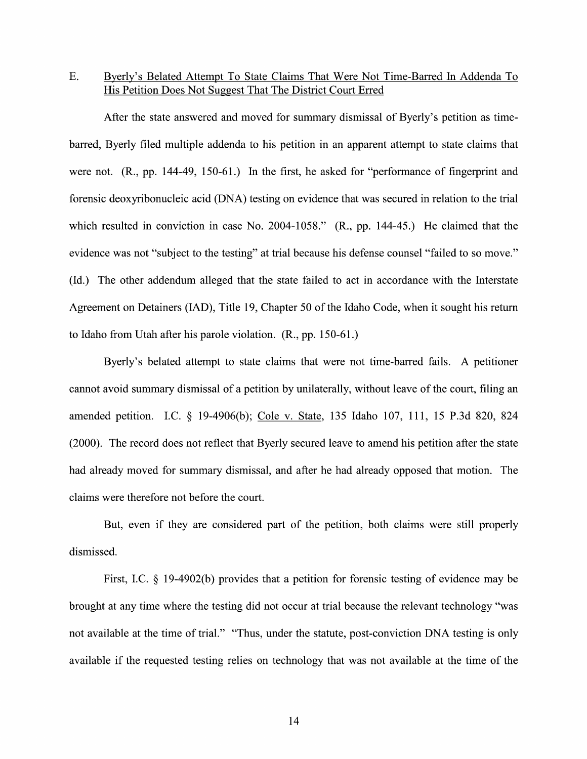E. <u>Byerly's Belated Attempt To State Claims That Were Not Time-Barred In Addenda To His Petition Does Not Suggest That The District Court Erred</u>

After the state answered and moved for summary dismissal of Byerly's petition as time-barred, Byerly filed multiple addenda to his petition in an apparent attempt to state claims that were not. (R., pp. 144-49, 150-61.) In the first, he asked for "performance of fingerprint and forensic deoxyribonucleic acid (DNA) testing on evidence that was secured in relation to the trial which resulted in conviction in case No. 2004-1058." (R., pp. 144-45.) He claimed that the evidence was not "subject to the testing" at trial because his defense counsel "failed to so move." (Id.) The other addendum alleged that the state failed to act in accordance with the Interstate Agreement on Detainers (IAD), Title 19, Chapter 50 of the Idaho Code, when it sought his return to Idaho from Utah after his parole violation. (R., pp. 150-61.)

Byerly's belated attempt to state claims that were not time-barred fails. A petitioner cannot avoid summary dismissal of a petition by unilaterally, without leave of the court, filing an amended petition. I.C. § 19-4906(b); <u>Cole v. State</u>, 135 Idaho 107, 111, 15 P.3d 820, 824 (2000). The record does not reflect that Byerly secured leave to amend his petition after the state had already moved for summary dismissal, and after he had already opposed that motion. The claims were therefore not before the court.

But, even if they are considered part of the petition, both claims were still properly dismissed.

First, I.C. § 19-4902(b) provides that a petition for forensic testing of evidence may be brought at any time where the testing did not occur at trial because the relevant technology "was not available at the time of trial." "Thus, under the statute, post-conviction DNA testing is only available if the requested testing relies on technology that was not available at the time of the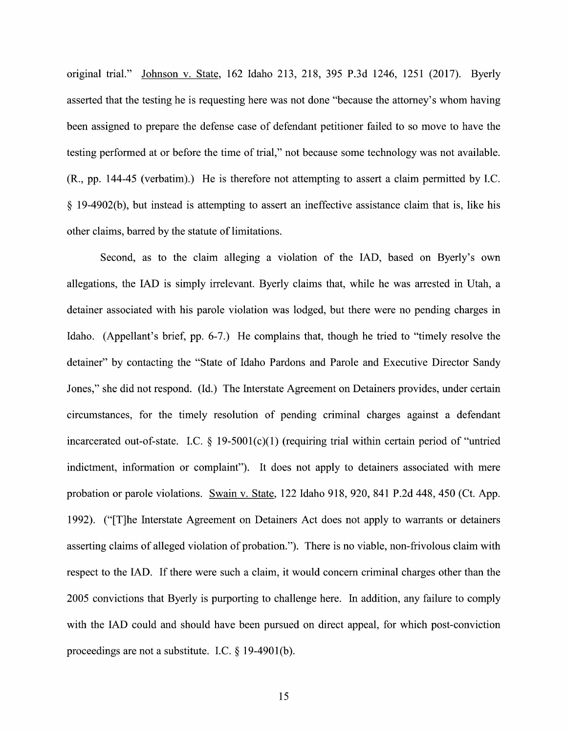original trial." Johnson v. State, 162 Idaho 213, 218, 395 P.3d 1246, 1251 (2017). Byerly asserted that the testing he is requesting here was not done "because the attorney's whom having been assigned to prepare the defense case of defendant petitioner failed to so move to have the testing performed at or before the time of trial," not because some technology was not available. (R., pp. 144-45 (verbatim).) He is therefore not attempting to assert a claim permitted by I.C. § 19-4902(b), but instead is attempting to assert an ineffective assistance claim that is, like his other claims, barred by the statute of limitations.

Second, as to the claim alleging a violation of the IAD, based on Byerly's own allegations, the IAD is simply irrelevant. Byerly claims that, while he was arrested in Utah, a detainer associated with his parole violation was lodged, but there were no pending charges in Idaho. (Appellant's brief, pp. 6-7.) He complains that, though he tried to "timely resolve the detainer" by contacting the "State of Idaho Pardons and Parole and Executive Director Sandy Jones," she did not respond. (Id.) The Interstate Agreement on Detainers provides, under certain circumstances, for the timely resolution of pending criminal charges against a defendant incarcerated out-of-state. I.C. § 19-5001(c)(1) (requiring trial within certain period of "untried indictment, information or complaint"). It does not apply to detainers associated with mere probation or parole violations. Swain v. State, 122 Idaho 918, 920, 841 P.2d 448, 450 (Ct. App. 1992). ("[T]he Interstate Agreement on Detainers Act does not apply to warrants or detainers asserting claims of alleged violation of probation."). There is no viable, non-frivolous claim with respect to the IAD. If there were such a claim, it would concern criminal charges other than the 2005 convictions that Byerly is purporting to challenge here. In addition, any failure to comply with the IAD could and should have been pursued on direct appeal, for which post-conviction proceedings are not a substitute. I.C. § 19-4901(b).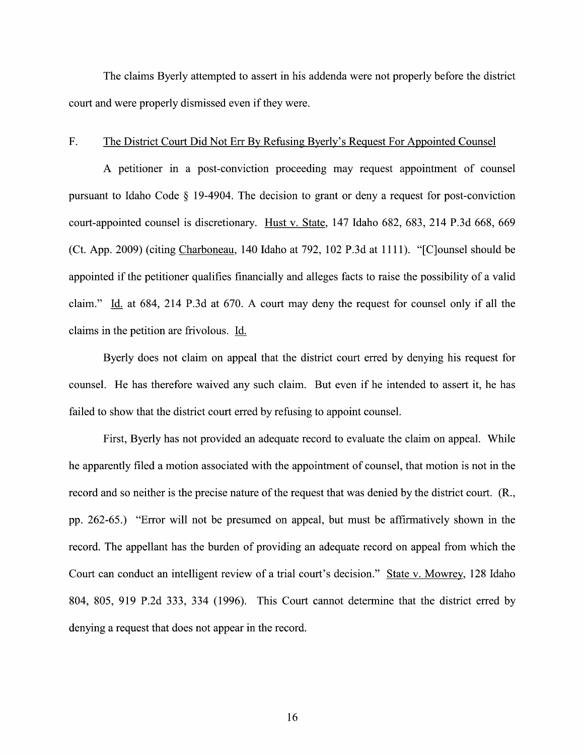The claims Byerly attempted to assert in his addenda were not properly before the district court and were properly dismissed even if they were.

F. <u>The District Court Did Not Err By Refusing Byerly's Request For Appointed Counsel</u>

A petitioner in a post-conviction proceeding may request appointment of counsel pursuant to Idaho Code § 19-4904. The decision to grant or deny a request for post-conviction court-appointed counsel is discretionary. <u>Hust v. State</u>, 147 Idaho 682, 683, 214 P.3d 668, 669 (Ct. App. 2009) (citing <u>Charboneau</u>, 140 Idaho at 792, 102 P.3d at 1111). "[C]ounsel should be appointed if the petitioner qualifies financially and alleges facts to raise the possibility of a valid claim." <u>Id.</u> at 684, 214 P.3d at 670. A court may deny the request for counsel only if all the claims in the petition are frivolous. <u>Id.</u>

Byerly does not claim on appeal that the district court erred by denying his request for counsel. He has therefore waived any such claim. But even if he intended to assert it, he has failed to show that the district court erred by refusing to appoint counsel.

First, Byerly has not provided an adequate record to evaluate the claim on appeal. While he apparently filed a motion associated with the appointment of counsel, that motion is not in the record and so neither is the precise nature of the request that was denied by the district court. (R., pp. 262-65.) "Error will not be presumed on appeal, but must be affirmatively shown in the record. The appellant has the burden of providing an adequate record on appeal from which the Court can conduct an intelligent review of a trial court's decision." <u>State v. Mowrey</u>, 128 Idaho 804, 805, 919 P.2d 333, 334 (1996). This Court cannot determine that the district erred by denying a request that does not appear in the record.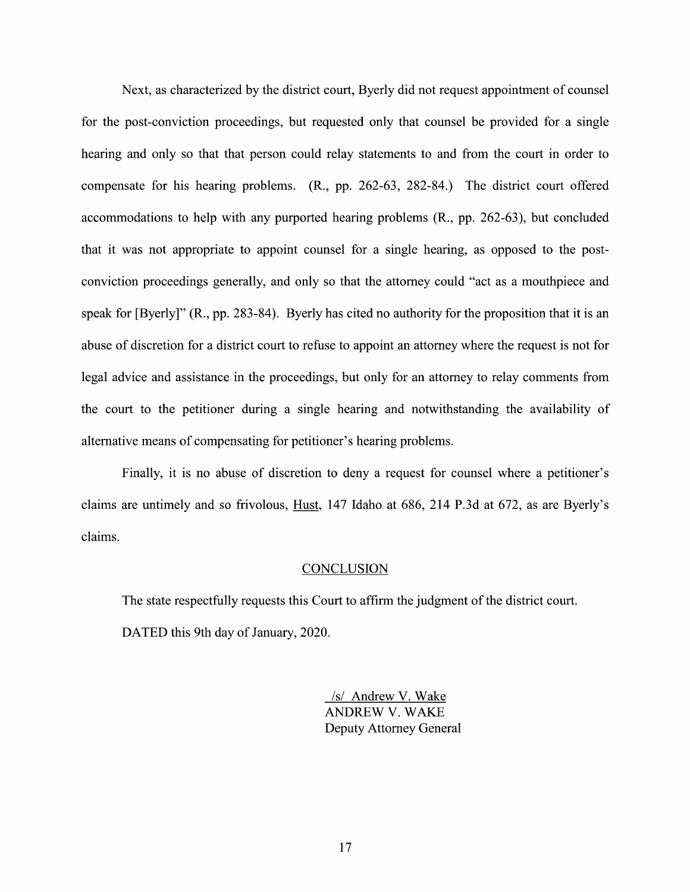Next, as characterized by the district court, Byerly did not request appointment of counsel for the post-conviction proceedings, but requested only that counsel be provided for a single hearing and only so that that person could relay statements to and from the court in order to compensate for his hearing problems. (R., pp. 262-63, 282-84.) The district court offered accommodations to help with any purported hearing problems (R., pp. 262-63), but concluded that it was not appropriate to appoint counsel for a single hearing, as opposed to the post-conviction proceedings generally, and only so that the attorney could "act as a mouthpiece and speak for [Byerly]" (R., pp. 283-84). Byerly has cited no authority for the proposition that it is an abuse of discretion for a district court to refuse to appoint an attorney where the request is not for legal advice and assistance in the proceedings, but only for an attorney to relay comments from the court to the petitioner during a single hearing and notwithstanding the availability of alternative means of compensating for petitioner's hearing problems.

Finally, it is no abuse of discretion to deny a request for counsel where a petitioner's claims are untimely and so frivolous, Hust, 147 Idaho at 686, 214 P.3d at 672, as are Byerly's claims.

## CONCLUSION

The state respectfully requests this Court to affirm the judgment of the district court.

DATED this 9th day of January, 2020.

/s/ Andrew V. Wake
ANDREW V. WAKE
Deputy Attorney General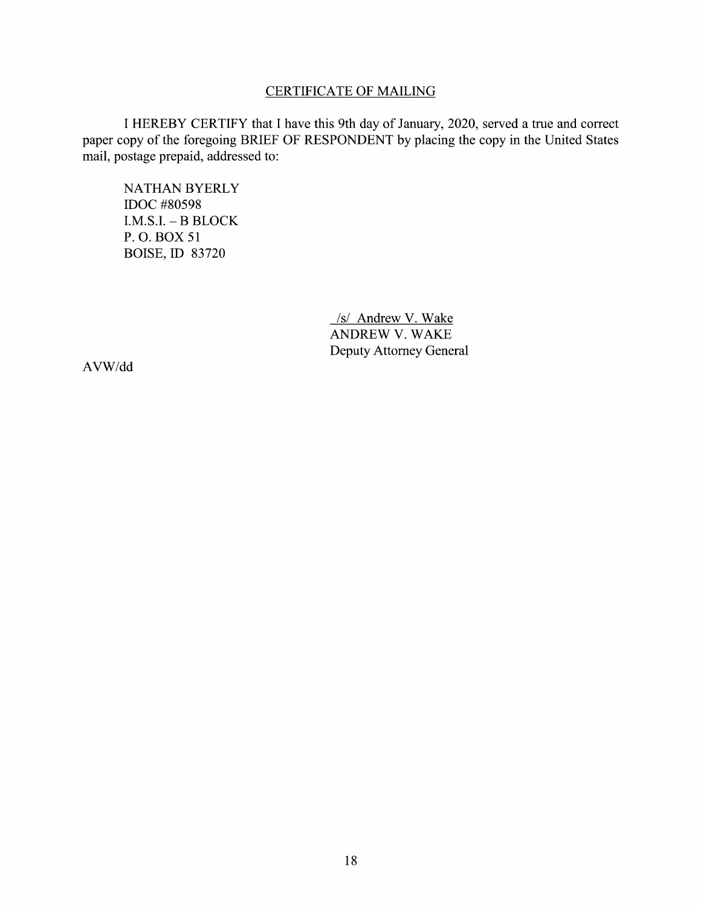## CERTIFICATE OF MAILING

I HEREBY CERTIFY that I have this 9th day of January, 2020, served a true and correct paper copy of the foregoing BRIEF OF RESPONDENT by placing the copy in the United States mail, postage prepaid, addressed to:

NATHAN BYERLY
IDOC #80598
I.M.S.I. – B BLOCK
P. O. BOX 51
BOISE, ID 83720

/s/ Andrew V. Wake
ANDREW V. WAKE
Deputy Attorney General

AVW/dd